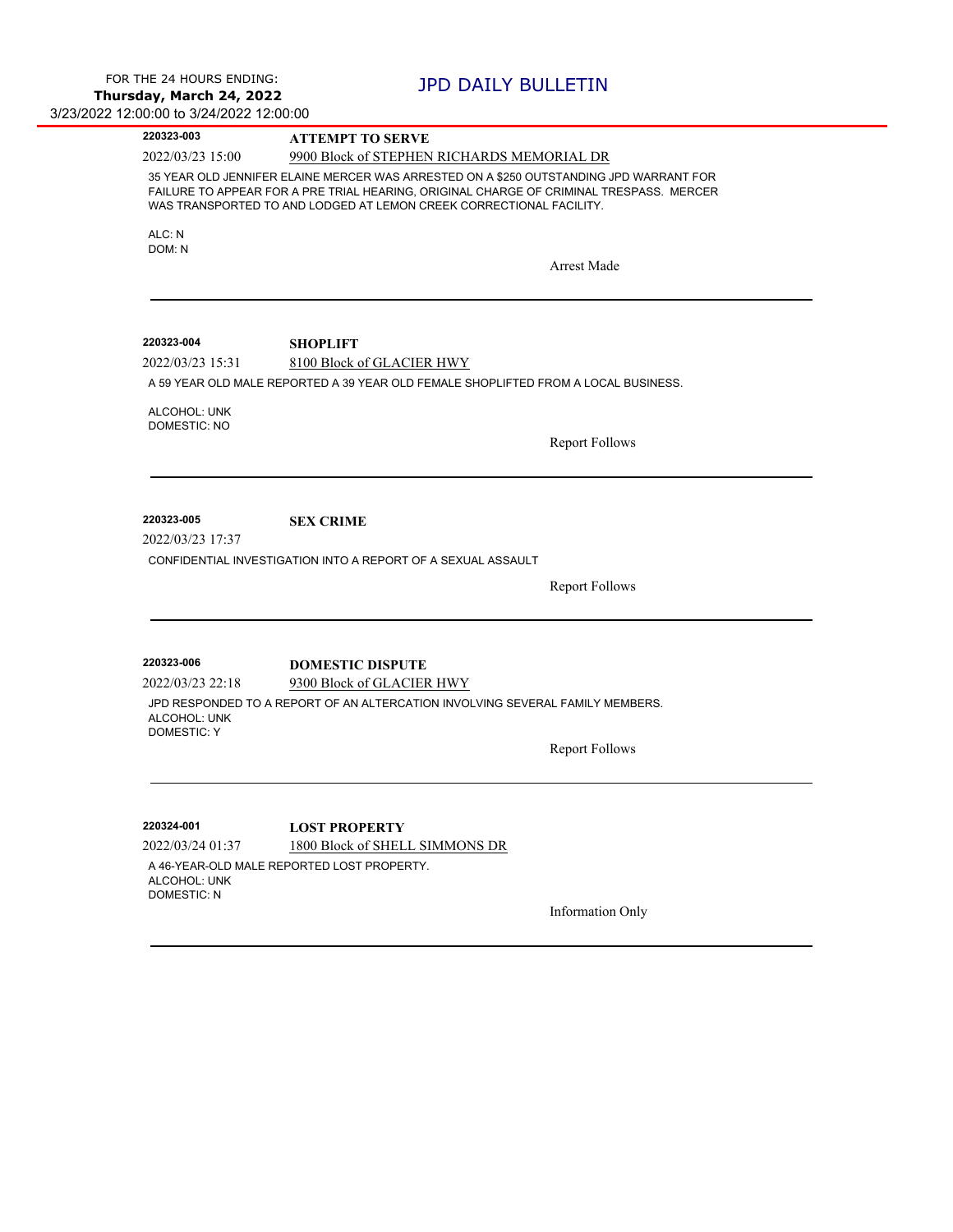FOR THE 24 HOURS ENDING:
**Thursday, March 24, 2022**
3/23/2022 12:00:00 to 3/24/2022 12:00:00

# JPD DAILY BULLETIN

---

**220323-003** **ATTEMPT TO SERVE**

2022/03/23 15:00 9900 Block of STEPHEN RICHARDS MEMORIAL DR

35 YEAR OLD JENNIFER ELAINE MERCER WAS ARRESTED ON A $250 OUTSTANDING JPD WARRANT FOR FAILURE TO APPEAR FOR A PRE TRIAL HEARING, ORIGINAL CHARGE OF CRIMINAL TRESPASS. MERCER WAS TRANSPORTED TO AND LODGED AT LEMON CREEK CORRECTIONAL FACILITY.

ALC: N
DOM: N

Arrest Made

---

**220323-004** **SHOPLIFT**

2022/03/23 15:31 8100 Block of GLACIER HWY

A 59 YEAR OLD MALE REPORTED A 39 YEAR OLD FEMALE SHOPLIFTED FROM A LOCAL BUSINESS.

ALCOHOL: UNK
DOMESTIC: NO

Report Follows

---

**220323-005** **SEX CRIME**

2022/03/23 17:37

CONFIDENTIAL INVESTIGATION INTO A REPORT OF A SEXUAL ASSAULT

Report Follows

---

**220323-006** **DOMESTIC DISPUTE**

2022/03/23 22:18 9300 Block of GLACIER HWY

JPD RESPONDED TO A REPORT OF AN ALTERCATION INVOLVING SEVERAL FAMILY MEMBERS.
ALCOHOL: UNK
DOMESTIC: Y

Report Follows

---

**220324-001** **LOST PROPERTY**

2022/03/24 01:37 1800 Block of SHELL SIMMONS DR

A 46-YEAR-OLD MALE REPORTED LOST PROPERTY.
ALCOHOL: UNK
DOMESTIC: N

Information Only

---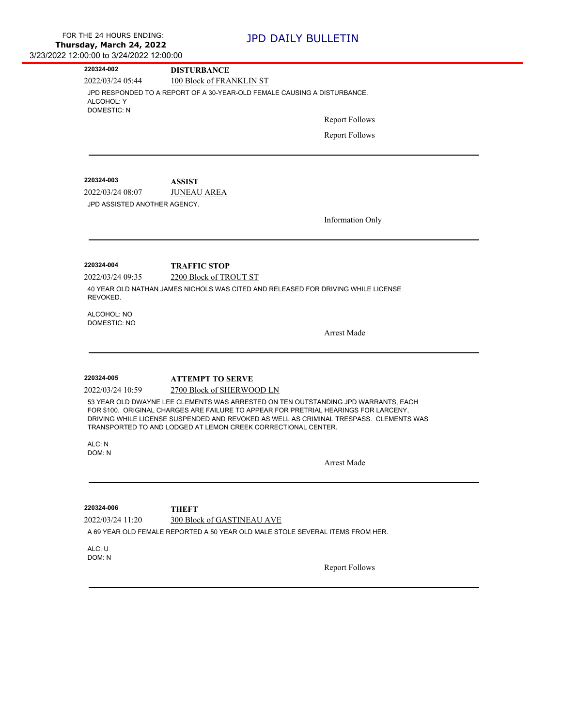FOR THE 24 HOURS ENDING:
**Thursday, March 24, 2022**
3/23/2022 12:00:00 to 3/24/2022 12:00:00

# JPD DAILY BULLETIN

---

**220324-002** **DISTURBANCE**

2022/03/24 05:44 100 Block of FRANKLIN ST

JPD RESPONDED TO A REPORT OF A 30-YEAR-OLD FEMALE CAUSING A DISTURBANCE.
ALCOHOL: Y
DOMESTIC: N

Report Follows

Report Follows

---

**220324-003** **ASSIST**

2022/03/24 08:07 JUNEAU AREA

JPD ASSISTED ANOTHER AGENCY.

Information Only

---

**220324-004** **TRAFFIC STOP**

2022/03/24 09:35 2200 Block of TROUT ST

40 YEAR OLD NATHAN JAMES NICHOLS WAS CITED AND RELEASED FOR DRIVING WHILE LICENSE REVOKED.

ALCOHOL: NO
DOMESTIC: NO

Arrest Made

---

**220324-005** **ATTEMPT TO SERVE**

2022/03/24 10:59 2700 Block of SHERWOOD LN

53 YEAR OLD DWAYNE LEE CLEMENTS WAS ARRESTED ON TEN OUTSTANDING JPD WARRANTS, EACH FOR $100. ORIGINAL CHARGES ARE FAILURE TO APPEAR FOR PRETRIAL HEARINGS FOR LARCENY, DRIVING WHILE LICENSE SUSPENDED AND REVOKED AS WELL AS CRIMINAL TRESPASS. CLEMENTS WAS TRANSPORTED TO AND LODGED AT LEMON CREEK CORRECTIONAL CENTER.

ALC: N
DOM: N

Arrest Made

---

**220324-006** **THEFT**

2022/03/24 11:20 300 Block of GASTINEAU AVE

A 69 YEAR OLD FEMALE REPORTED A 50 YEAR OLD MALE STOLE SEVERAL ITEMS FROM HER.

ALC: U
DOM: N

Report Follows

---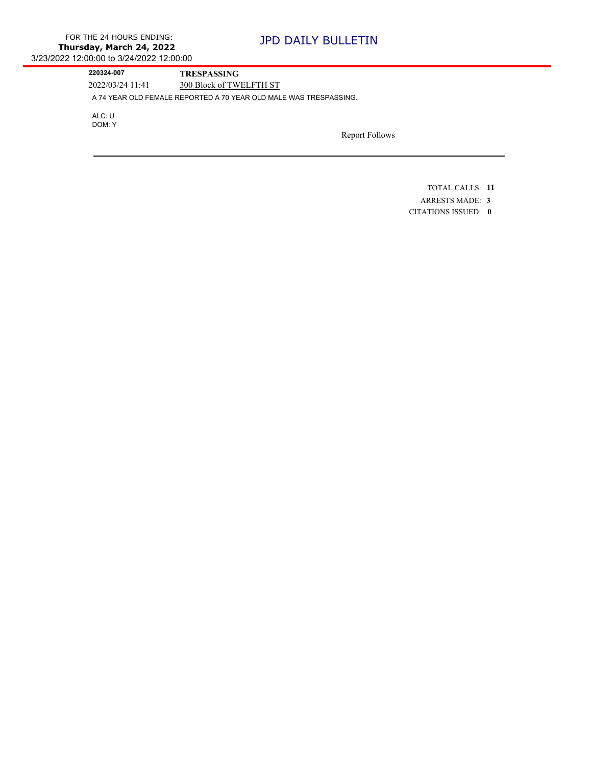**220324-007** **TRESPASSING**

2022/03/24 11:41 300 Block of TWELFTH ST

A 74 YEAR OLD FEMALE REPORTED A 70 YEAR OLD MALE WAS TRESPASSING.

ALC: U
DOM: Y

Report Follows

---

TOTAL CALLS: **11**

ARRESTS MADE: **3**

CITATIONS ISSUED: **0**